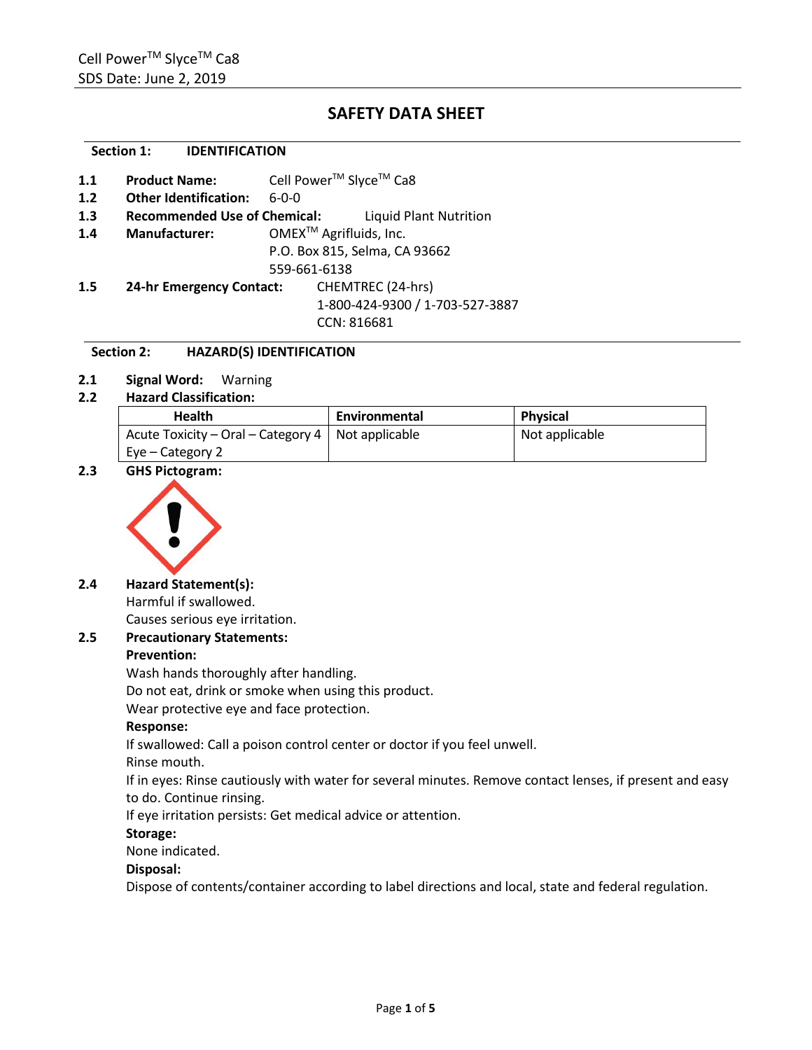# SAFETY DATA SHEET

## Section 1: IDENTIFICATION

**1.1 Product Name:** Cell Power™ Slyce™ Ca8

**1.2 Other Identification:** 6-0-0

**1.3 Recommended Use of Chemical:** Liquid Plant Nutrition

**1.4 Manufacturer:** OMEX™ Agrifluids, Inc.
P.O. Box 815, Selma, CA 93662
559-661-6138

**1.5 24-hr Emergency Contact:** CHEMTREC (24-hrs)
1-800-424-9300 / 1-703-527-3887
CCN: 816681

## Section 2: HAZARD(S) IDENTIFICATION

**2.1 Signal Word:** Warning

**2.2 Hazard Classification:**

| Health | Environmental | Physical |
|---|---|---|
| Acute Toxicity – Oral – Category 4<br>Eye – Category 2 | Not applicable | Not applicable |

**2.3 GHS Pictogram:**

**2.4 Hazard Statement(s):**

Harmful if swallowed.
Causes serious eye irritation.

**2.5 Precautionary Statements:**

**Prevention:**

Wash hands thoroughly after handling.
Do not eat, drink or smoke when using this product.
Wear protective eye and face protection.

**Response:**

If swallowed: Call a poison control center or doctor if you feel unwell.
Rinse mouth.
If in eyes: Rinse cautiously with water for several minutes. Remove contact lenses, if present and easy to do. Continue rinsing.
If eye irritation persists: Get medical advice or attention.

**Storage:**

None indicated.

**Disposal:**

Dispose of contents/container according to label directions and local, state and federal regulation.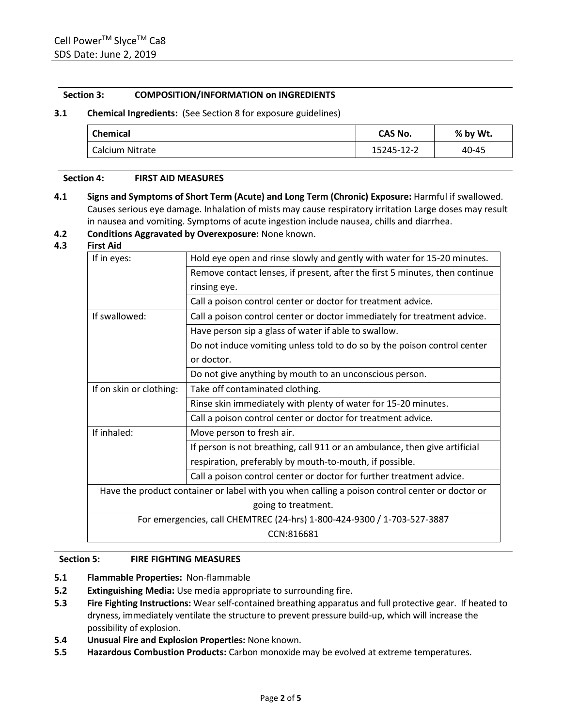## Section 3: COMPOSITION/INFORMATION on INGREDIENTS

**3.1 Chemical Ingredients:** (See Section 8 for exposure guidelines)

| Chemical | CAS No. | % by Wt. |
|---|---|---|
| Calcium Nitrate | 15245-12-2 | 40-45 |

## Section 4: FIRST AID MEASURES

**4.1 Signs and Symptoms of Short Term (Acute) and Long Term (Chronic) Exposure:** Harmful if swallowed. Causes serious eye damage. Inhalation of mists may cause respiratory irritation Large doses may result in nausea and vomiting. Symptoms of acute ingestion include nausea, chills and diarrhea.

**4.2 Conditions Aggravated by Overexposure:** None known.

**4.3 First Aid**

| | |
|---|---|
| If in eyes: | Hold eye open and rinse slowly and gently with water for 15-20 minutes. |
| | Remove contact lenses, if present, after the first 5 minutes, then continue rinsing eye. |
| | Call a poison control center or doctor for treatment advice. |
| If swallowed: | Call a poison control center or doctor immediately for treatment advice. |
| | Have person sip a glass of water if able to swallow. |
| | Do not induce vomiting unless told to do so by the poison control center or doctor. |
| | Do not give anything by mouth to an unconscious person. |
| If on skin or clothing: | Take off contaminated clothing. |
| | Rinse skin immediately with plenty of water for 15-20 minutes. |
| | Call a poison control center or doctor for treatment advice. |
| If inhaled: | Move person to fresh air. |
| | If person is not breathing, call 911 or an ambulance, then give artificial respiration, preferably by mouth-to-mouth, if possible. |
| | Call a poison control center or doctor for further treatment advice. |
| Have the product container or label with you when calling a poison control center or doctor or going to treatment. | |
| For emergencies, call CHEMTREC (24-hrs) 1-800-424-9300 / 1-703-527-3887 CCN:816681 | |

## Section 5: FIRE FIGHTING MEASURES

**5.1 Flammable Properties:** Non-flammable

**5.2 Extinguishing Media:** Use media appropriate to surrounding fire.

**5.3 Fire Fighting Instructions:** Wear self-contained breathing apparatus and full protective gear. If heated to dryness, immediately ventilate the structure to prevent pressure build-up, which will increase the possibility of explosion.

**5.4 Unusual Fire and Explosion Properties:** None known.

**5.5 Hazardous Combustion Products:** Carbon monoxide may be evolved at extreme temperatures.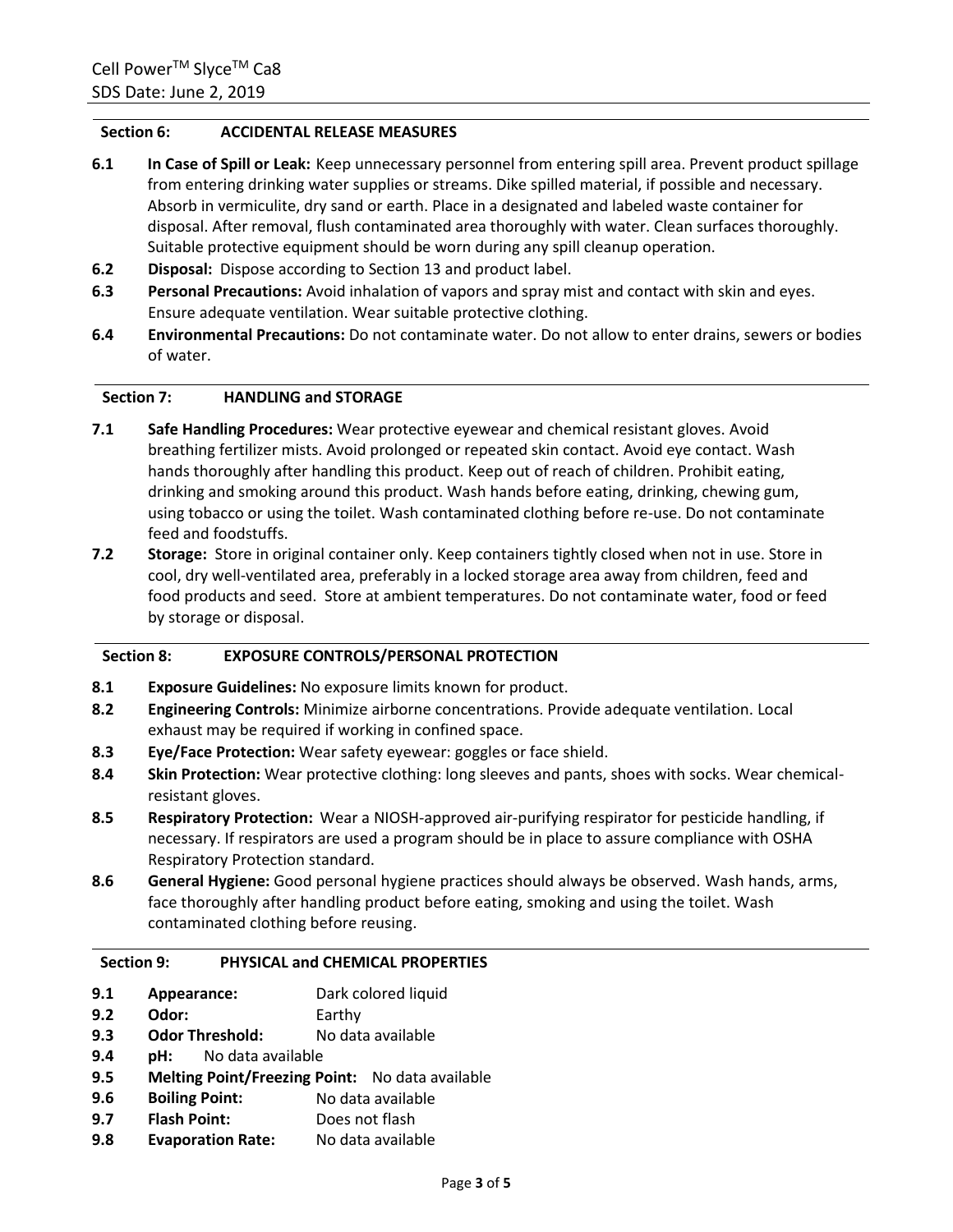## Section 6: ACCIDENTAL RELEASE MEASURES

**6.1 In Case of Spill or Leak:** Keep unnecessary personnel from entering spill area. Prevent product spillage from entering drinking water supplies or streams. Dike spilled material, if possible and necessary. Absorb in vermiculite, dry sand or earth. Place in a designated and labeled waste container for disposal. After removal, flush contaminated area thoroughly with water. Clean surfaces thoroughly. Suitable protective equipment should be worn during any spill cleanup operation.

**6.2 Disposal:** Dispose according to Section 13 and product label.

**6.3 Personal Precautions:** Avoid inhalation of vapors and spray mist and contact with skin and eyes. Ensure adequate ventilation. Wear suitable protective clothing.

**6.4 Environmental Precautions:** Do not contaminate water. Do not allow to enter drains, sewers or bodies of water.

## Section 7: HANDLING and STORAGE

**7.1 Safe Handling Procedures:** Wear protective eyewear and chemical resistant gloves. Avoid breathing fertilizer mists. Avoid prolonged or repeated skin contact. Avoid eye contact. Wash hands thoroughly after handling this product. Keep out of reach of children. Prohibit eating, drinking and smoking around this product. Wash hands before eating, drinking, chewing gum, using tobacco or using the toilet. Wash contaminated clothing before re-use. Do not contaminate feed and foodstuffs.

**7.2 Storage:** Store in original container only. Keep containers tightly closed when not in use. Store in cool, dry well-ventilated area, preferably in a locked storage area away from children, feed and food products and seed. Store at ambient temperatures. Do not contaminate water, food or feed by storage or disposal.

## Section 8: EXPOSURE CONTROLS/PERSONAL PROTECTION

**8.1 Exposure Guidelines:** No exposure limits known for product.

**8.2 Engineering Controls:** Minimize airborne concentrations. Provide adequate ventilation. Local exhaust may be required if working in confined space.

**8.3 Eye/Face Protection:** Wear safety eyewear: goggles or face shield.

**8.4 Skin Protection:** Wear protective clothing: long sleeves and pants, shoes with socks. Wear chemical-resistant gloves.

**8.5 Respiratory Protection:** Wear a NIOSH-approved air-purifying respirator for pesticide handling, if necessary. If respirators are used a program should be in place to assure compliance with OSHA Respiratory Protection standard.

**8.6 General Hygiene:** Good personal hygiene practices should always be observed. Wash hands, arms, face thoroughly after handling product before eating, smoking and using the toilet. Wash contaminated clothing before reusing.

## Section 9: PHYSICAL and CHEMICAL PROPERTIES

**9.1 Appearance:** Dark colored liquid

**9.2 Odor:** Earthy

**9.3 Odor Threshold:** No data available

**9.4 pH:** No data available

**9.5 Melting Point/Freezing Point:** No data available

**9.6 Boiling Point:** No data available

**9.7 Flash Point:** Does not flash

**9.8 Evaporation Rate:** No data available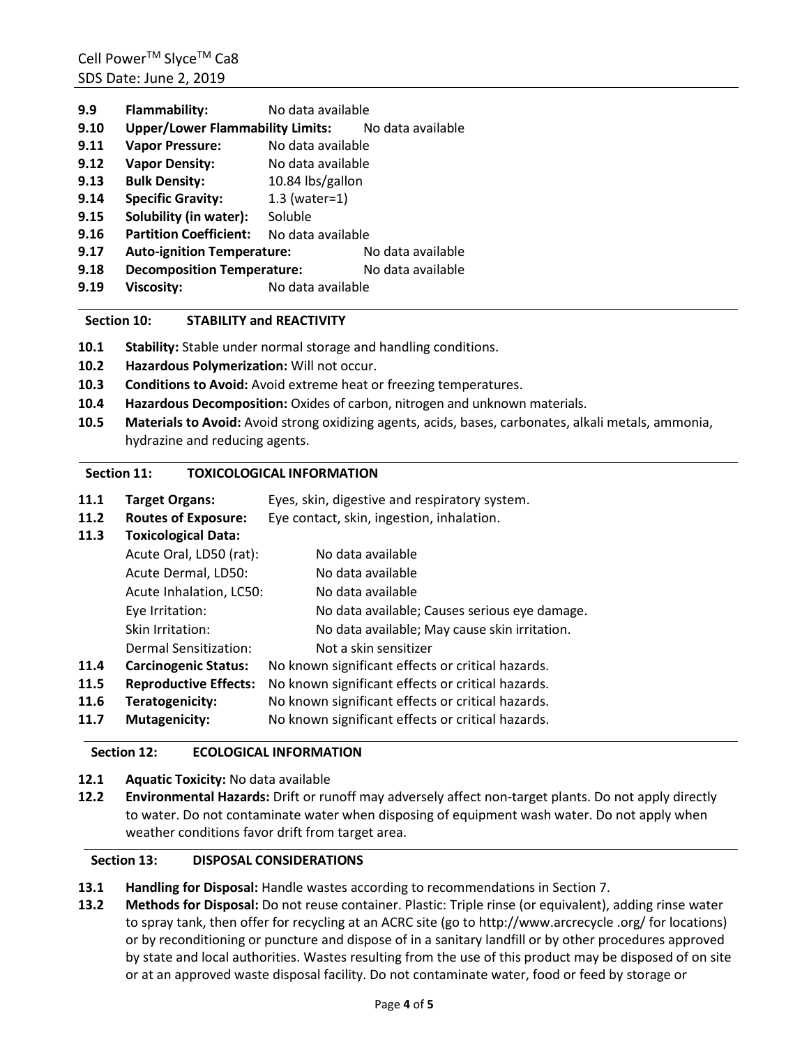**9.9 Flammability:** No data available

**9.10 Upper/Lower Flammability Limits:** No data available

**9.11 Vapor Pressure:** No data available

**9.12 Vapor Density:** No data available

**9.13 Bulk Density:** 10.84 lbs/gallon

**9.14 Specific Gravity:** 1.3 (water=1)

**9.15 Solubility (in water):** Soluble

**9.16 Partition Coefficient:** No data available

**9.17 Auto-ignition Temperature:** No data available

**9.18 Decomposition Temperature:** No data available

**9.19 Viscosity:** No data available

## Section 10: STABILITY and REACTIVITY

**10.1 Stability:** Stable under normal storage and handling conditions.

**10.2 Hazardous Polymerization:** Will not occur.

**10.3 Conditions to Avoid:** Avoid extreme heat or freezing temperatures.

**10.4 Hazardous Decomposition:** Oxides of carbon, nitrogen and unknown materials.

**10.5 Materials to Avoid:** Avoid strong oxidizing agents, acids, bases, carbonates, alkali metals, ammonia, hydrazine and reducing agents.

## Section 11: TOXICOLOGICAL INFORMATION

**11.1 Target Organs:** Eyes, skin, digestive and respiratory system.

**11.2 Routes of Exposure:** Eye contact, skin, ingestion, inhalation.

**11.3 Toxicological Data:**

| | |
|---|---|
| Acute Oral, LD50 (rat): | No data available |
| Acute Dermal, LD50: | No data available |
| Acute Inhalation, LC50: | No data available |
| Eye Irritation: | No data available; Causes serious eye damage. |
| Skin Irritation: | No data available; May cause skin irritation. |
| Dermal Sensitization: | Not a skin sensitizer |

**11.4 Carcinogenic Status:** No known significant effects or critical hazards.

**11.5 Reproductive Effects:** No known significant effects or critical hazards.

**11.6 Teratogenicity:** No known significant effects or critical hazards.

**11.7 Mutagenicity:** No known significant effects or critical hazards.

## Section 12: ECOLOGICAL INFORMATION

**12.1 Aquatic Toxicity:** No data available

**12.2 Environmental Hazards:** Drift or runoff may adversely affect non-target plants. Do not apply directly to water. Do not contaminate water when disposing of equipment wash water. Do not apply when weather conditions favor drift from target area.

## Section 13: DISPOSAL CONSIDERATIONS

**13.1 Handling for Disposal:** Handle wastes according to recommendations in Section 7.

**13.2 Methods for Disposal:** Do not reuse container. Plastic: Triple rinse (or equivalent), adding rinse water to spray tank, then offer for recycling at an ACRC site (go to http://www.arcrecycle .org/ for locations) or by reconditioning or puncture and dispose of in a sanitary landfill or by other procedures approved by state and local authorities. Wastes resulting from the use of this product may be disposed of on site or at an approved waste disposal facility. Do not contaminate water, food or feed by storage or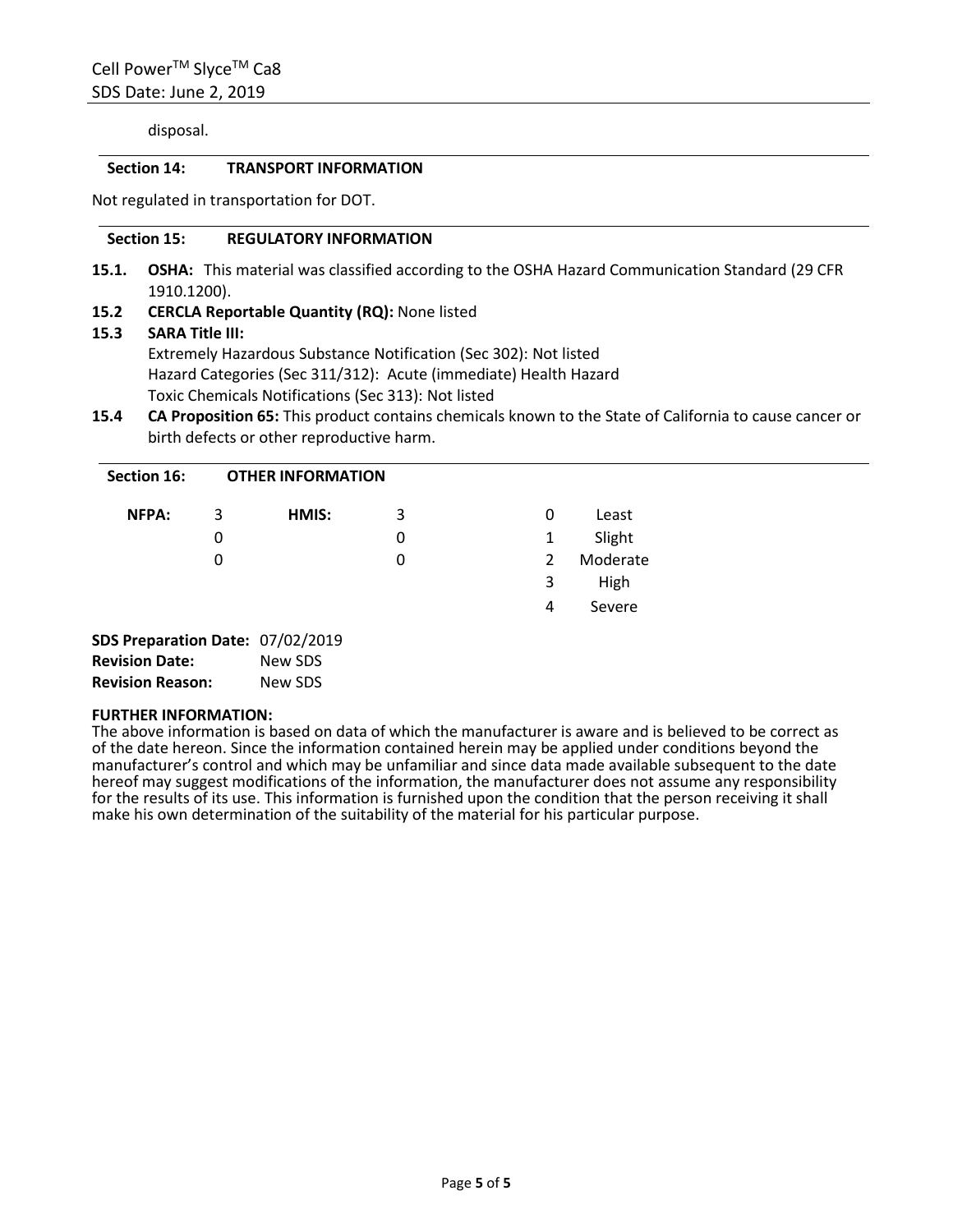disposal.

## Section 14: TRANSPORT INFORMATION

Not regulated in transportation for DOT.

## Section 15: REGULATORY INFORMATION

**15.1. OSHA:** This material was classified according to the OSHA Hazard Communication Standard (29 CFR 1910.1200).

**15.2 CERCLA Reportable Quantity (RQ):** None listed

**15.3 SARA Title III:**
Extremely Hazardous Substance Notification (Sec 302): Not listed
Hazard Categories (Sec 311/312): Acute (immediate) Health Hazard
Toxic Chemicals Notifications (Sec 313): Not listed

**15.4 CA Proposition 65:** This product contains chemicals known to the State of California to cause cancer or birth defects or other reproductive harm.

## Section 16: OTHER INFORMATION

| | | | | | |
|---|---|---|---|---|---|
| **NFPA:** | 3 | **HMIS:** | 3 | 0 | Least |
| | 0 | | 0 | 1 | Slight |
| | 0 | | 0 | 2 | Moderate |
| | | | | 3 | High |
| | | | | 4 | Severe |

**SDS Preparation Date:** 07/02/2019
**Revision Date:** New SDS
**Revision Reason:** New SDS

**FURTHER INFORMATION:**
The above information is based on data of which the manufacturer is aware and is believed to be correct as of the date hereon. Since the information contained herein may be applied under conditions beyond the manufacturer's control and which may be unfamiliar and since data made available subsequent to the date hereof may suggest modifications of the information, the manufacturer does not assume any responsibility for the results of its use. This information is furnished upon the condition that the person receiving it shall make his own determination of the suitability of the material for his particular purpose.